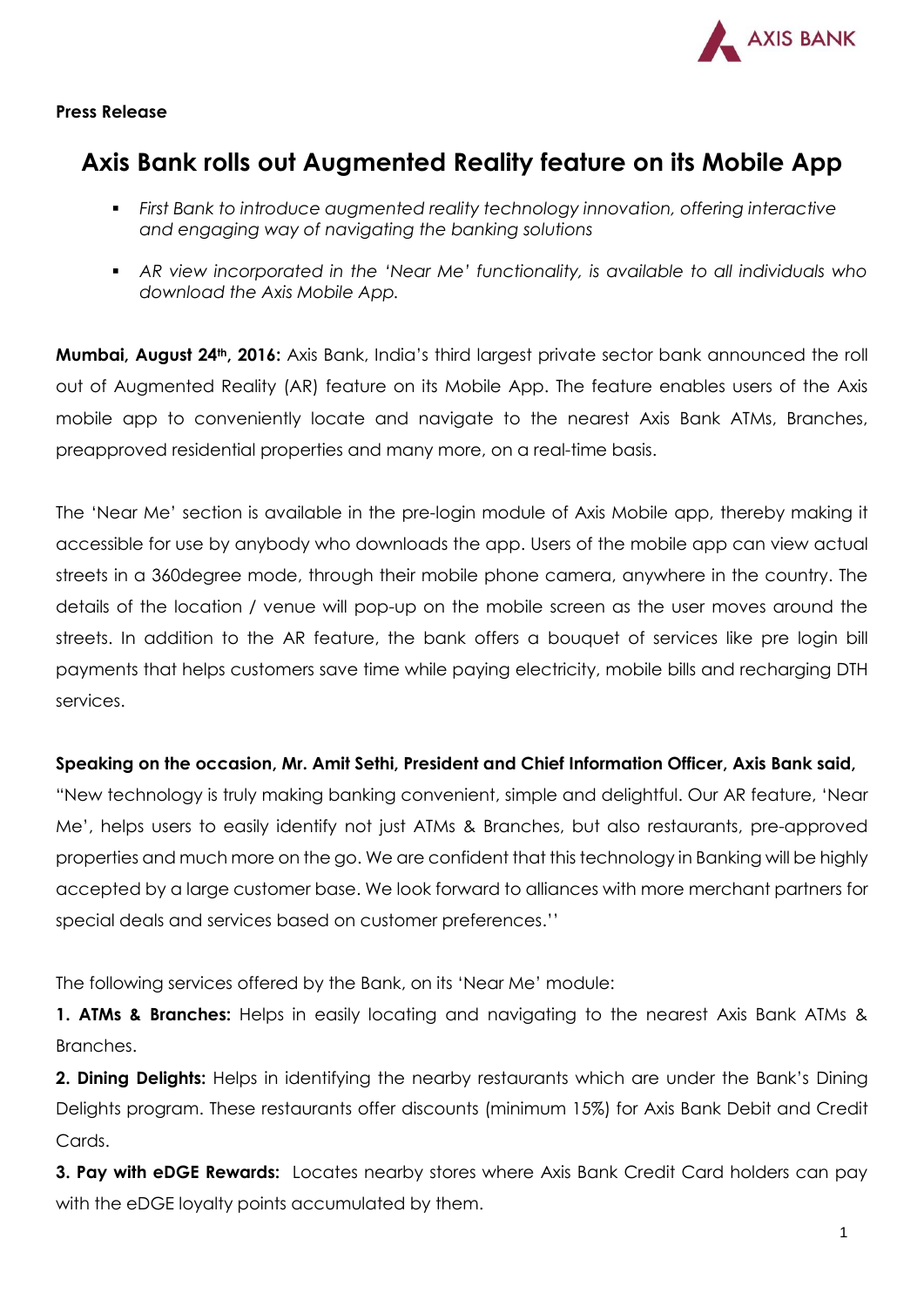**Press Release**

# Axis Bank rolls out Augmented Reality feature on its Mobile App

- *First Bank to introduce augmented reality technology innovation, offering interactive and engaging way of navigating the banking solutions*
- *AR view incorporated in the 'Near Me' functionality, is available to all individuals who download the Axis Mobile App.*

**Mumbai, August 24th, 2016:** Axis Bank, India's third largest private sector bank announced the roll out of Augmented Reality (AR) feature on its Mobile App. The feature enables users of the Axis mobile app to conveniently locate and navigate to the nearest Axis Bank ATMs, Branches, preapproved residential properties and many more, on a real-time basis.

The 'Near Me' section is available in the pre-login module of Axis Mobile app, thereby making it accessible for use by anybody who downloads the app. Users of the mobile app can view actual streets in a 360degree mode, through their mobile phone camera, anywhere in the country. The details of the location / venue will pop-up on the mobile screen as the user moves around the streets. In addition to the AR feature, the bank offers a bouquet of services like pre login bill payments that helps customers save time while paying electricity, mobile bills and recharging DTH services.

**Speaking on the occasion, Mr. Amit Sethi, President and Chief Information Officer, Axis Bank said,**
"New technology is truly making banking convenient, simple and delightful. Our AR feature, 'Near Me', helps users to easily identify not just ATMs & Branches, but also restaurants, pre-approved properties and much more on the go. We are confident that this technology in Banking will be highly accepted by a large customer base. We look forward to alliances with more merchant partners for special deals and services based on customer preferences.''

The following services offered by the Bank, on its 'Near Me' module:

**1. ATMs & Branches:** Helps in easily locating and navigating to the nearest Axis Bank ATMs & Branches.

**2. Dining Delights:** Helps in identifying the nearby restaurants which are under the Bank's Dining Delights program. These restaurants offer discounts (minimum 15%) for Axis Bank Debit and Credit Cards.

**3. Pay with eDGE Rewards:** Locates nearby stores where Axis Bank Credit Card holders can pay with the eDGE loyalty points accumulated by them.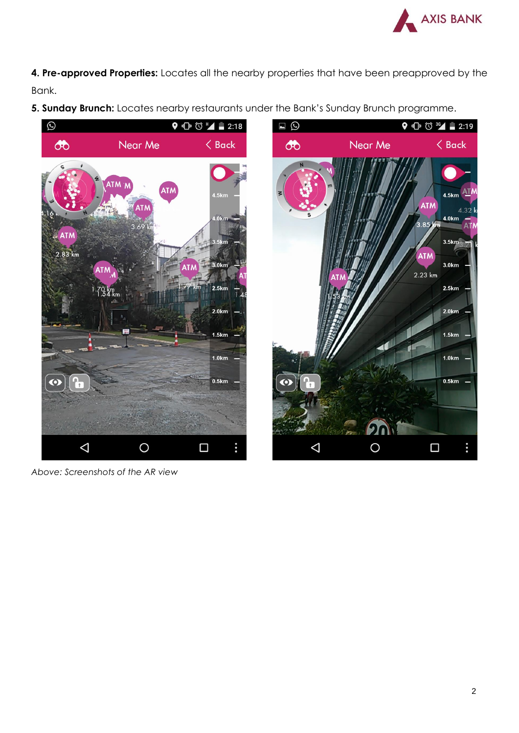**4. Pre-approved Properties:** Locates all the nearby properties that have been preapproved by the Bank.

**5. Sunday Brunch:** Locates nearby restaurants under the Bank's Sunday Brunch programme.

*Above: Screenshots of the AR view*